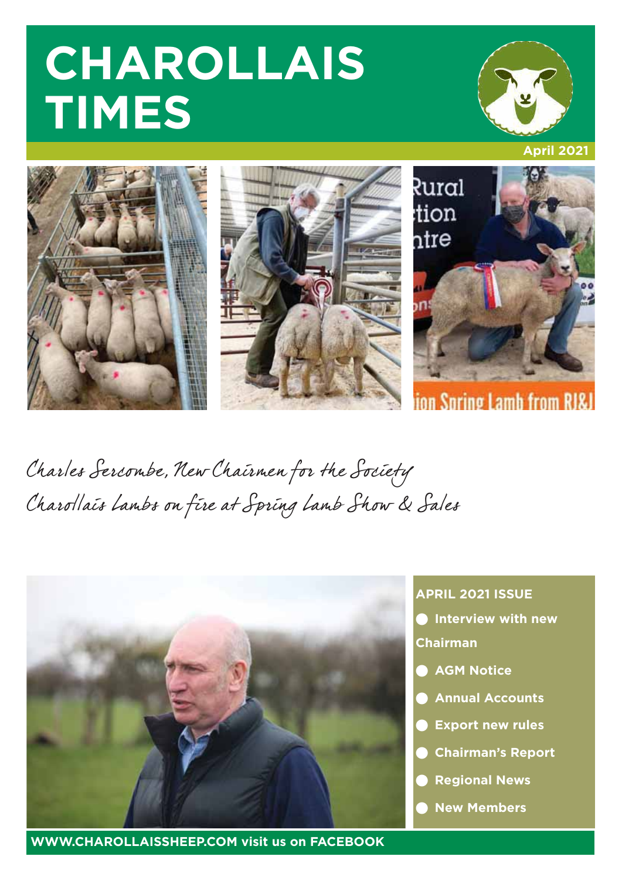# CHAROLLAIS TIMES

April 2021

*Charles Sercombe, New Chairmen for the Society*

*Charollais Lambs on fire at Spring Lamb Show & Sales*

**APRIL 2021 ISSUE**

- **Interview with new Chairman**
- **AGM Notice**
- **Annual Accounts**
- **Export new rules**
- **Chairman's Report**
- **Regional News**
- **New Members**

**WWW.CHAROLLAISSHEEP.COM visit us on FACEBOOK**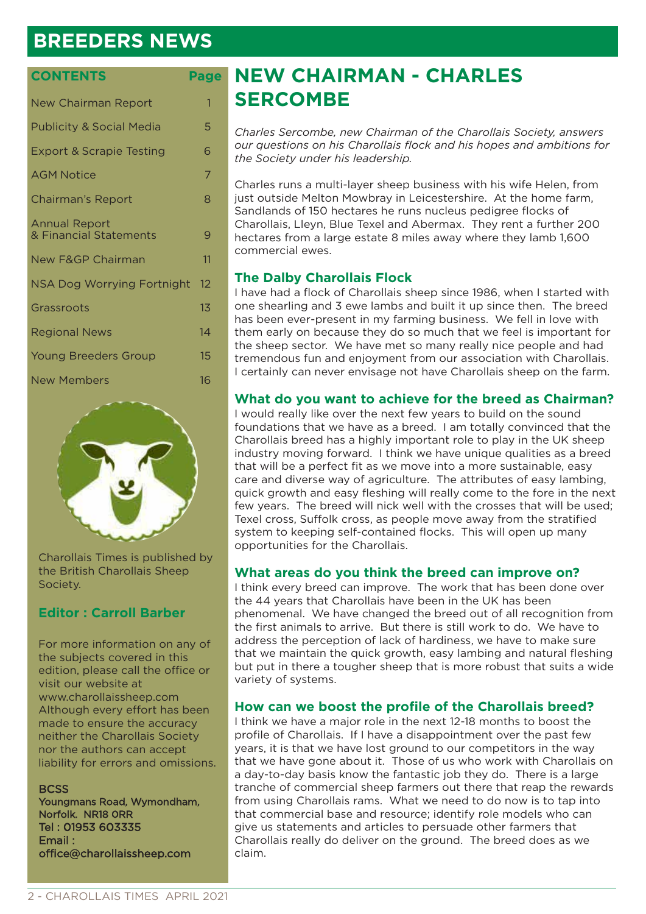# BREEDERS NEWS

| CONTENTS | Page |
|---|---|
| New Chairman Report | 1 |
| Publicity & Social Media | 5 |
| Export & Scrapie Testing | 6 |
| AGM Notice | 7 |
| Chairman's Report | 8 |
| Annual Report & Financial Statements | 9 |
| New F&GP Chairman | 11 |
| NSA Dog Worrying Fortnight | 12 |
| Grassroots | 13 |
| Regional News | 14 |
| Young Breeders Group | 15 |
| New Members | 16 |

Charollais Times is published by the British Charollais Sheep Society.

**Editor : Carroll Barber**

For more information on any of the subjects covered in this edition, please call the office or visit our website at www.charollaissheep.com Although every effort has been made to ensure the accuracy neither the Charollais Society nor the authors can accept liability for errors and omissions.

BCSS
Youngmans Road, Wymondham, Norfolk. NR18 0RR
Tel : 01953 603335
Email : office@charollaissheep.com

## NEW CHAIRMAN - CHARLES SERCOMBE

*Charles Sercombe, new Chairman of the Charollais Society, answers our questions on his Charollais flock and his hopes and ambitions for the Society under his leadership.*

Charles runs a multi-layer sheep business with his wife Helen, from just outside Melton Mowbray in Leicestershire. At the home farm, Sandlands of 150 hectares he runs nucleus pedigree flocks of Charollais, Lleyn, Blue Texel and Abermax. They rent a further 200 hectares from a large estate 8 miles away where they lamb 1,600 commercial ewes.

### The Dalby Charollais Flock

I have had a flock of Charollais sheep since 1986, when I started with one shearling and 3 ewe lambs and built it up since then. The breed has been ever-present in my farming business. We fell in love with them early on because they do so much that we feel is important for the sheep sector. We have met so many really nice people and had tremendous fun and enjoyment from our association with Charollais. I certainly can never envisage not have Charollais sheep on the farm.

### What do you want to achieve for the breed as Chairman?

I would really like over the next few years to build on the sound foundations that we have as a breed. I am totally convinced that the Charollais breed has a highly important role to play in the UK sheep industry moving forward. I think we have unique qualities as a breed that will be a perfect fit as we move into a more sustainable, easy care and diverse way of agriculture. The attributes of easy lambing, quick growth and easy fleshing will really come to the fore in the next few years. The breed will nick well with the crosses that will be used; Texel cross, Suffolk cross, as people move away from the stratified system to keeping self-contained flocks. This will open up many opportunities for the Charollais.

### What areas do you think the breed can improve on?

I think every breed can improve. The work that has been done over the 44 years that Charollais have been in the UK has been phenomenal. We have changed the breed out of all recognition from the first animals to arrive. But there is still work to do. We have to address the perception of lack of hardiness, we have to make sure that we maintain the quick growth, easy lambing and natural fleshing but put in there a tougher sheep that is more robust that suits a wide variety of systems.

### How can we boost the profile of the Charollais breed?

I think we have a major role in the next 12-18 months to boost the profile of Charollais. If I have a disappointment over the past few years, it is that we have lost ground to our competitors in the way that we have gone about it. Those of us who work with Charollais on a day-to-day basis know the fantastic job they do. There is a large tranche of commercial sheep farmers out there that reap the rewards from using Charollais rams. What we need to do now is to tap into that commercial base and resource; identify role models who can give us statements and articles to persuade other farmers that Charollais really do deliver on the ground. The breed does as we claim.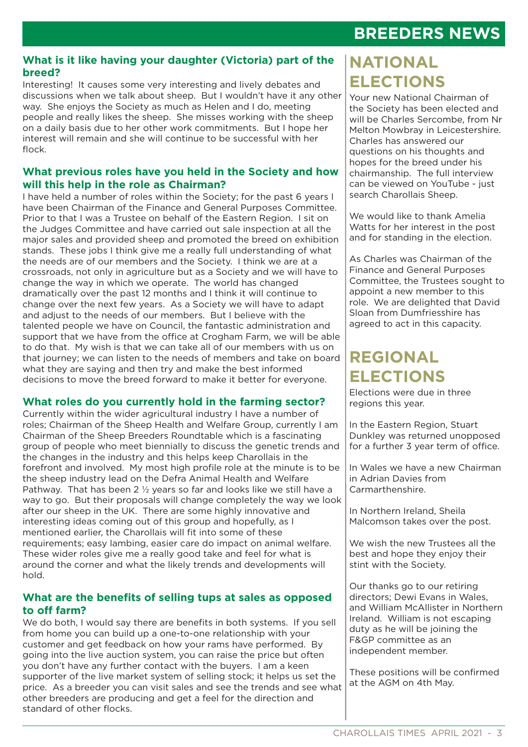### What is it like having your daughter (Victoria) part of the breed?

Interesting! It causes some very interesting and lively debates and discussions when we talk about sheep. But I wouldn't have it any other way. She enjoys the Society as much as Helen and I do, meeting people and really likes the sheep. She misses working with the sheep on a daily basis due to her other work commitments. But I hope her interest will remain and she will continue to be successful with her flock.

### What previous roles have you held in the Society and how will this help in the role as Chairman?

I have held a number of roles within the Society; for the past 6 years I have been Chairman of the Finance and General Purposes Committee. Prior to that I was a Trustee on behalf of the Eastern Region. I sit on the Judges Committee and have carried out sale inspection at all the major sales and provided sheep and promoted the breed on exhibition stands. These jobs I think give me a really full understanding of what the needs are of our members and the Society. I think we are at a crossroads, not only in agriculture but as a Society and we will have to change the way in which we operate. The world has changed dramatically over the past 12 months and I think it will continue to change over the next few years. As a Society we will have to adapt and adjust to the needs of our members. But I believe with the talented people we have on Council, the fantastic administration and support that we have from the office at Crogham Farm, we will be able to do that. My wish is that we can take all of our members with us on that journey; we can listen to the needs of members and take on board what they are saying and then try and make the best informed decisions to move the breed forward to make it better for everyone.

### What roles do you currently hold in the farming sector?

Currently within the wider agricultural industry I have a number of roles; Chairman of the Sheep Health and Welfare Group, currently I am Chairman of the Sheep Breeders Roundtable which is a fascinating group of people who meet biennially to discuss the genetic trends and the changes in the industry and this helps keep Charollais in the forefront and involved. My most high profile role at the minute is to be the sheep industry lead on the Defra Animal Health and Welfare Pathway. That has been 2 ½ years so far and looks like we still have a way to go. But their proposals will change completely the way we look after our sheep in the UK. There are some highly innovative and interesting ideas coming out of this group and hopefully, as I mentioned earlier, the Charollais will fit into some of these requirements; easy lambing, easier care do impact on animal welfare. These wider roles give me a really good take and feel for what is around the corner and what the likely trends and developments will hold.

### What are the benefits of selling tups at sales as opposed to off farm?

We do both, I would say there are benefits in both systems. If you sell from home you can build up a one-to-one relationship with your customer and get feedback on how your rams have performed. By going into the live auction system, you can raise the price but often you don't have any further contact with the buyers. I am a keen supporter of the live market system of selling stock; it helps us set the price. As a breeder you can visit sales and see the trends and see what other breeders are producing and get a feel for the direction and standard of other flocks.

## NATIONAL ELECTIONS

Your new National Chairman of the Society has been elected and will be Charles Sercombe, from Nr Melton Mowbray in Leicestershire. Charles has answered our questions on his thoughts and hopes for the breed under his chairmanship. The full interview can be viewed on YouTube - just search Charollais Sheep.

We would like to thank Amelia Watts for her interest in the post and for standing in the election.

As Charles was Chairman of the Finance and General Purposes Committee, the Trustees sought to appoint a new member to this role. We are delighted that David Sloan from Dumfriesshire has agreed to act in this capacity.

## REGIONAL ELECTIONS

Elections were due in three regions this year.

In the Eastern Region, Stuart Dunkley was returned unopposed for a further 3 year term of office.

In Wales we have a new Chairman in Adrian Davies from Carmarthenshire.

In Northern Ireland, Sheila Malcomson takes over the post.

We wish the new Trustees all the best and hope they enjoy their stint with the Society.

Our thanks go to our retiring directors; Dewi Evans in Wales, and William McAllister in Northern Ireland. William is not escaping duty as he will be joining the F&GP committee as an independent member.

These positions will be confirmed at the AGM on 4th May.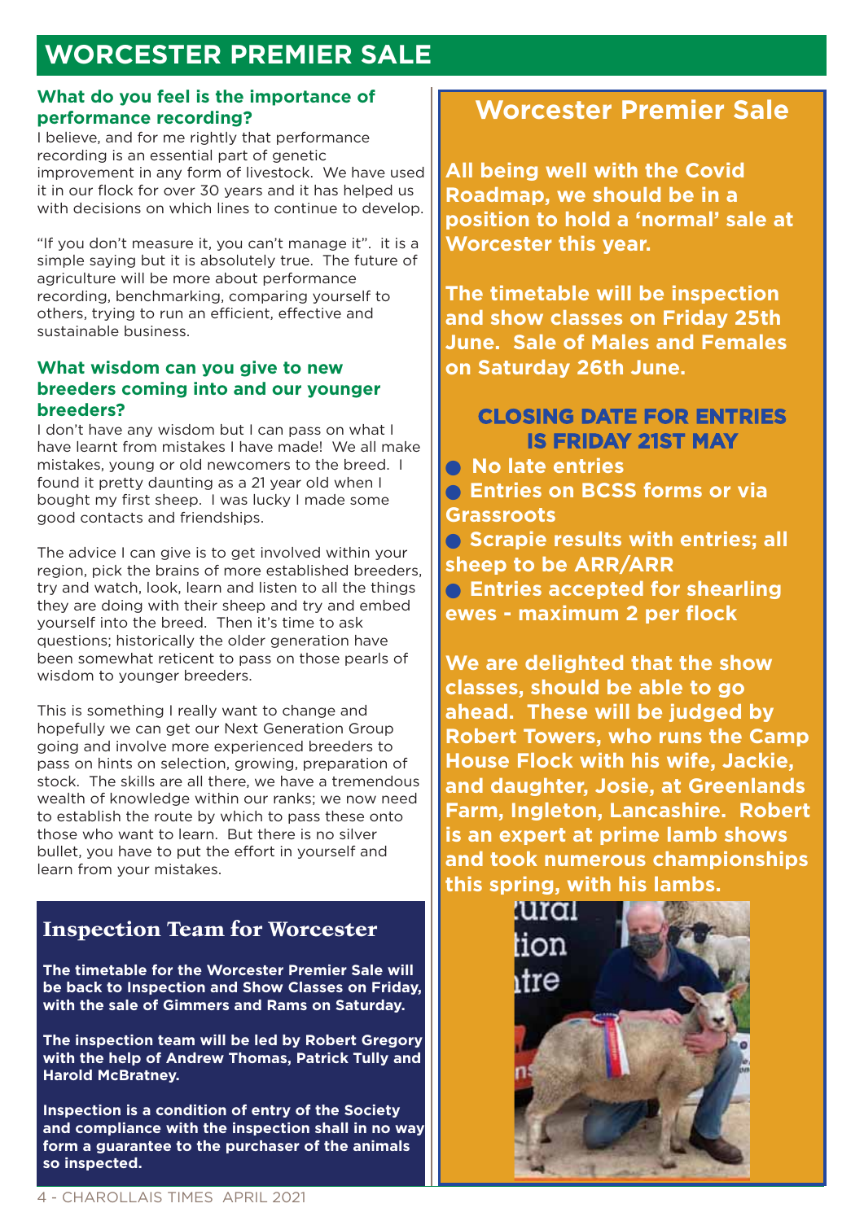# WORCESTER PREMIER SALE

### What do you feel is the importance of performance recording?

I believe, and for me rightly that performance recording is an essential part of genetic improvement in any form of livestock. We have used it in our flock for over 30 years and it has helped us with decisions on which lines to continue to develop.

"If you don't measure it, you can't manage it". it is a simple saying but it is absolutely true. The future of agriculture will be more about performance recording, benchmarking, comparing yourself to others, trying to run an efficient, effective and sustainable business.

### What wisdom can you give to new breeders coming into and our younger breeders?

I don't have any wisdom but I can pass on what I have learnt from mistakes I have made! We all make mistakes, young or old newcomers to the breed. I found it pretty daunting as a 21 year old when I bought my first sheep. I was lucky I made some good contacts and friendships.

The advice I can give is to get involved within your region, pick the brains of more established breeders, try and watch, look, learn and listen to all the things they are doing with their sheep and try and embed yourself into the breed. Then it's time to ask questions; historically the older generation have been somewhat reticent to pass on those pearls of wisdom to younger breeders.

This is something I really want to change and hopefully we can get our Next Generation Group going and involve more experienced breeders to pass on hints on selection, growing, preparation of stock. The skills are all there, we have a tremendous wealth of knowledge within our ranks; we now need to establish the route by which to pass these onto those who want to learn. But there is no silver bullet, you have to put the effort in yourself and learn from your mistakes.

## Inspection Team for Worcester

**The timetable for the Worcester Premier Sale will be back to Inspection and Show Classes on Friday, with the sale of Gimmers and Rams on Saturday.**

**The inspection team will be led by Robert Gregory with the help of Andrew Thomas, Patrick Tully and Harold McBratney.**

**Inspection is a condition of entry of the Society and compliance with the inspection shall in no way form a guarantee to the purchaser of the animals so inspected.**

## Worcester Premier Sale

**All being well with the Covid Roadmap, we should be in a position to hold a 'normal' sale at Worcester this year.**

**The timetable will be inspection and show classes on Friday 25th June. Sale of Males and Females on Saturday 26th June.**

**CLOSING DATE FOR ENTRIES IS FRIDAY 21ST MAY**

- **No late entries**
- **Entries on BCSS forms or via Grassroots**
- **Scrapie results with entries; all sheep to be ARR/ARR**
- **Entries accepted for shearling ewes - maximum 2 per flock**

**We are delighted that the show classes, should be able to go ahead. These will be judged by Robert Towers, who runs the Camp House Flock with his wife, Jackie, and daughter, Josie, at Greenlands Farm, Ingleton, Lancashire. Robert is an expert at prime lamb shows and took numerous championships this spring, with his lambs.**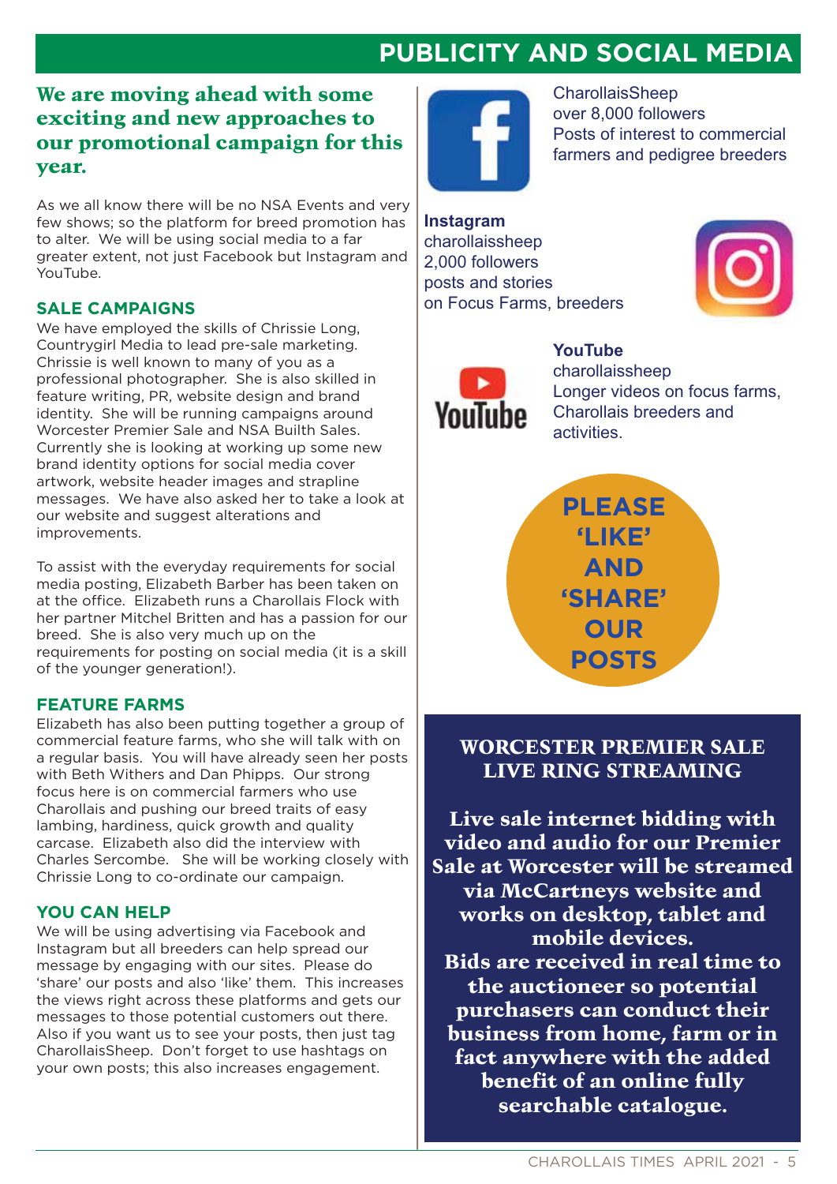# PUBLICITY AND SOCIAL MEDIA

## We are moving ahead with some exciting and new approaches to our promotional campaign for this year.

As we all know there will be no NSA Events and very few shows; so the platform for breed promotion has to alter. We will be using social media to a far greater extent, not just Facebook but Instagram and YouTube.

### SALE CAMPAIGNS

We have employed the skills of Chrissie Long, Countrygirl Media to lead pre-sale marketing. Chrissie is well known to many of you as a professional photographer. She is also skilled in feature writing, PR, website design and brand identity. She will be running campaigns around Worcester Premier Sale and NSA Builth Sales. Currently she is looking at working up some new brand identity options for social media cover artwork, website header images and strapline messages. We have also asked her to take a look at our website and suggest alterations and improvements.

To assist with the everyday requirements for social media posting, Elizabeth Barber has been taken on at the office. Elizabeth runs a Charollais Flock with her partner Mitchel Britten and has a passion for our breed. She is also very much up on the requirements for posting on social media (it is a skill of the younger generation!).

### FEATURE FARMS

Elizabeth has also been putting together a group of commercial feature farms, who she will talk with on a regular basis. You will have already seen her posts with Beth Withers and Dan Phipps. Our strong focus here is on commercial farmers who use Charollais and pushing our breed traits of easy lambing, hardiness, quick growth and quality carcase. Elizabeth also did the interview with Charles Sercombe. She will be working closely with Chrissie Long to co-ordinate our campaign.

### YOU CAN HELP

We will be using advertising via Facebook and Instagram but all breeders can help spread our message by engaging with our sites. Please do 'share' our posts and also 'like' them. This increases the views right across these platforms and gets our messages to those potential customers out there. Also if you want us to see your posts, then just tag CharollaisSheep. Don't forget to use hashtags on your own posts; this also increases engagement.

**Facebook**
CharollaisSheep
over 8,000 followers
Posts of interest to commercial farmers and pedigree breeders

**Instagram**
charollaissheep
2,000 followers
posts and stories on Focus Farms, breeders

**YouTube**
charollaissheep
Longer videos on focus farms, Charollais breeders and activities.

**PLEASE 'LIKE' AND 'SHARE' OUR POSTS**

### WORCESTER PREMIER SALE LIVE RING STREAMING

**Live sale internet bidding with video and audio for our Premier Sale at Worcester will be streamed via McCartneys website and works on desktop, tablet and mobile devices. Bids are received in real time to the auctioneer so potential purchasers can conduct their business from home, farm or in fact anywhere with the added benefit of an online fully searchable catalogue.**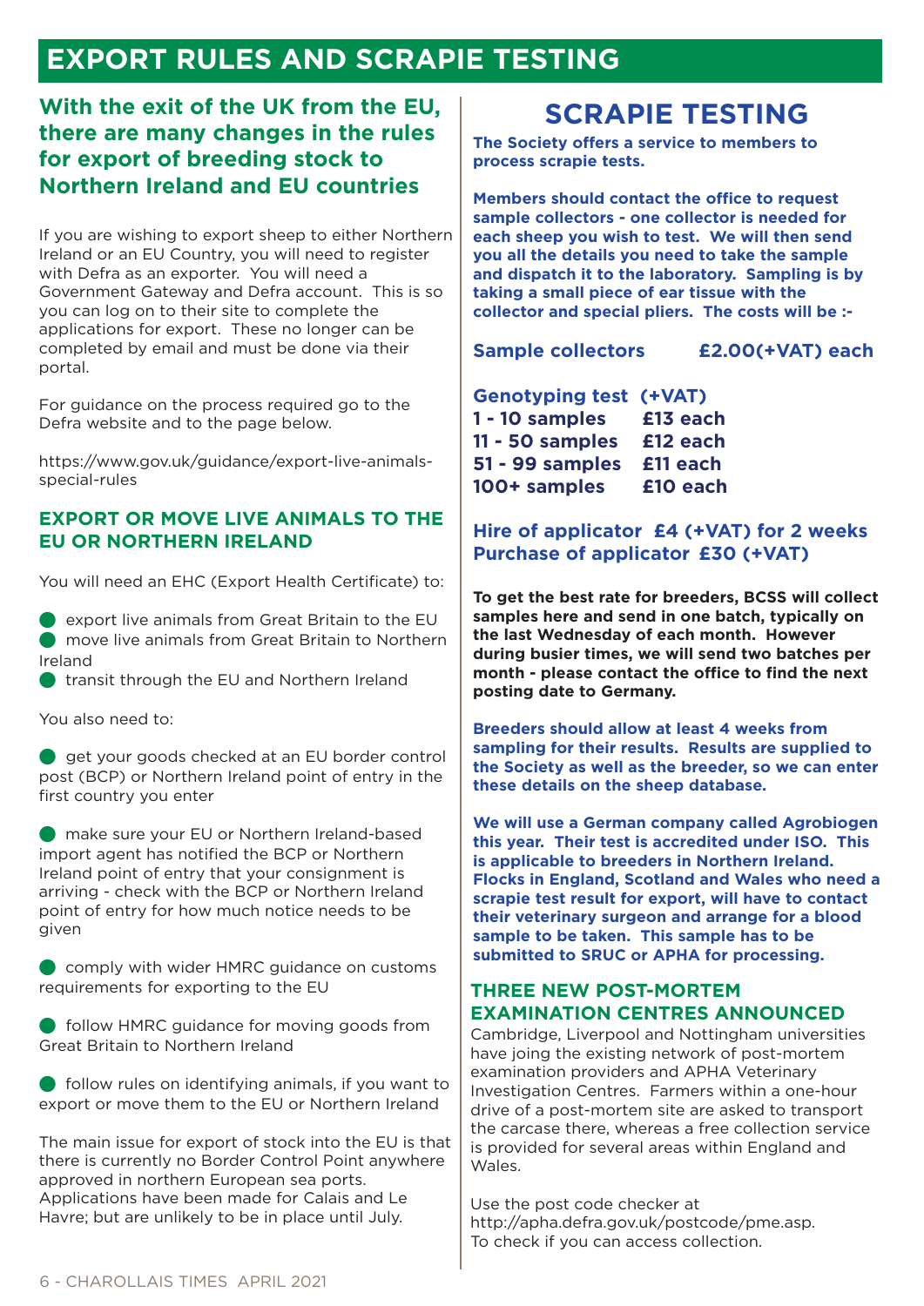# EXPORT RULES AND SCRAPIE TESTING

## With the exit of the UK from the EU, there are many changes in the rules for export of breeding stock to Northern Ireland and EU countries

If you are wishing to export sheep to either Northern Ireland or an EU Country, you will need to register with Defra as an exporter. You will need a Government Gateway and Defra account. This is so you can log on to their site to complete the applications for export. These no longer can be completed by email and must be done via their portal.

For guidance on the process required go to the Defra website and to the page below.

https://www.gov.uk/guidance/export-live-animals-special-rules

### EXPORT OR MOVE LIVE ANIMALS TO THE EU OR NORTHERN IRELAND

You will need an EHC (Export Health Certificate) to:

- export live animals from Great Britain to the EU
- move live animals from Great Britain to Northern Ireland
- transit through the EU and Northern Ireland

You also need to:

- get your goods checked at an EU border control post (BCP) or Northern Ireland point of entry in the first country you enter
- make sure your EU or Northern Ireland-based import agent has notified the BCP or Northern Ireland point of entry that your consignment is arriving - check with the BCP or Northern Ireland point of entry for how much notice needs to be given
- comply with wider HMRC guidance on customs requirements for exporting to the EU
- follow HMRC guidance for moving goods from Great Britain to Northern Ireland
- follow rules on identifying animals, if you want to export or move them to the EU or Northern Ireland

The main issue for export of stock into the EU is that there is currently no Border Control Point anywhere approved in northern European sea ports. Applications have been made for Calais and Le Havre; but are unlikely to be in place until July.

## SCRAPIE TESTING

**The Society offers a service to members to process scrapie tests.**

**Members should contact the office to request sample collectors - one collector is needed for each sheep you wish to test. We will then send you all the details you need to take the sample and dispatch it to the laboratory. Sampling is by taking a small piece of ear tissue with the collector and special pliers. The costs will be :-**

**Sample collectors £2.00(+VAT) each**

| Genotyping test | (+VAT) |
|---|---|
| 1 - 10 samples | £13 each |
| 11 - 50 samples | £12 each |
| 51 - 99 samples | £11 each |
| 100+ samples | £10 each |

**Hire of applicator £4 (+VAT) for 2 weeks**
**Purchase of applicator £30 (+VAT)**

**To get the best rate for breeders, BCSS will collect samples here and send in one batch, typically on the last Wednesday of each month. However during busier times, we will send two batches per month - please contact the office to find the next posting date to Germany.**

**Breeders should allow at least 4 weeks from sampling for their results. Results are supplied to the Society as well as the breeder, so we can enter these details on the sheep database.**

**We will use a German company called Agrobiogen this year. Their test is accredited under ISO. This is applicable to breeders in Northern Ireland. Flocks in England, Scotland and Wales who need a scrapie test result for export, will have to contact their veterinary surgeon and arrange for a blood sample to be taken. This sample has to be submitted to SRUC or APHA for processing.**

### THREE NEW POST-MORTEM EXAMINATION CENTRES ANNOUNCED

Cambridge, Liverpool and Nottingham universities have joing the existing network of post-mortem examination providers and APHA Veterinary Investigation Centres. Farmers within a one-hour drive of a post-mortem site are asked to transport the carcase there, whereas a free collection service is provided for several areas within England and Wales.

Use the post code checker at http://apha.defra.gov.uk/postcode/pme.asp. To check if you can access collection.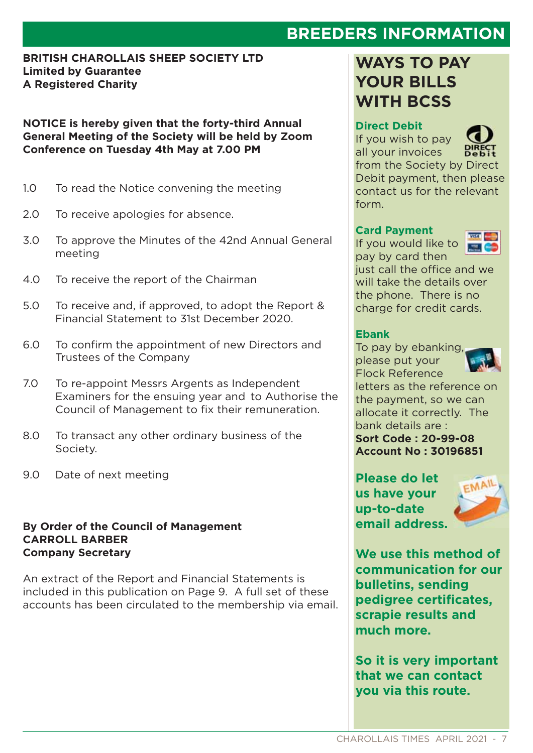# BREEDERS INFORMATION

**BRITISH CHAROLLAIS SHEEP SOCIETY LTD**
**Limited by Guarantee**
**A Registered Charity**

**NOTICE is hereby given that the forty-third Annual General Meeting of the Society will be held by Zoom Conference on Tuesday 4th May at 7.00 PM**

1.0 To read the Notice convening the meeting

2.0 To receive apologies for absence.

3.0 To approve the Minutes of the 42nd Annual General meeting

4.0 To receive the report of the Chairman

5.0 To receive and, if approved, to adopt the Report & Financial Statement to 31st December 2020.

6.0 To confirm the appointment of new Directors and Trustees of the Company

7.0 To re-appoint Messrs Argents as Independent Examiners for the ensuing year and to Authorise the Council of Management to fix their remuneration.

8.0 To transact any other ordinary business of the Society.

9.0 Date of next meeting

**By Order of the Council of Management**
**CARROLL BARBER**
**Company Secretary**

An extract of the Report and Financial Statements is included in this publication on Page 9. A full set of these accounts has been circulated to the membership via email.

## WAYS TO PAY YOUR BILLS WITH BCSS

### Direct Debit

If you wish to pay all your invoices from the Society by Direct Debit payment, then please contact us for the relevant form.

### Card Payment

If you would like to pay by card then just call the office and we will take the details over the phone. There is no charge for credit cards.

### Ebank

To pay by ebanking, please put your Flock Reference letters as the reference on the payment, so we can allocate it correctly. The bank details are :
**Sort Code : 20-99-08**
**Account No : 30196851**

**Please do let us have your up-to-date email address.**

**We use this method of communication for our bulletins, sending pedigree certificates, scrapie results and much more.**

**So it is very important that we can contact you via this route.**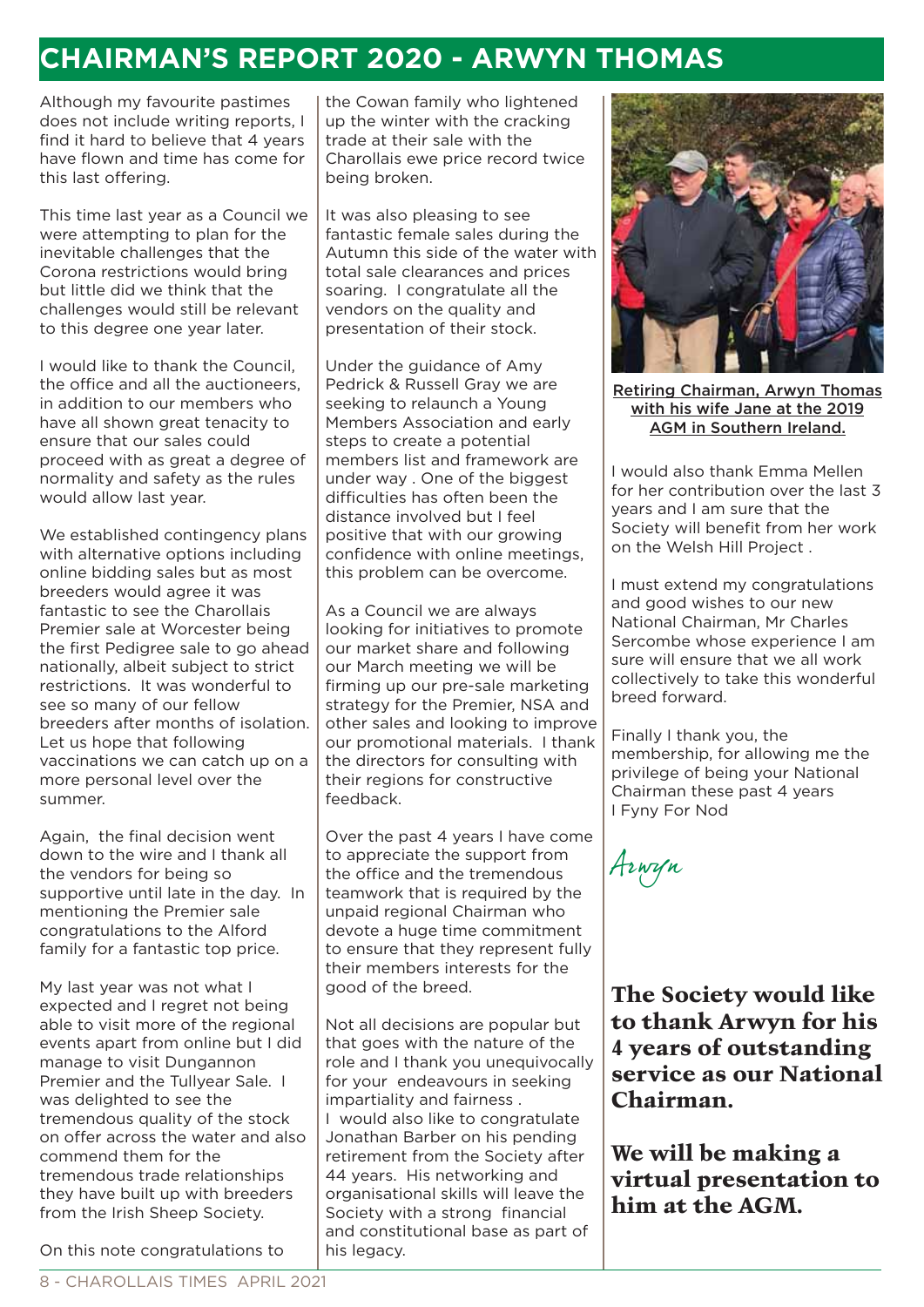# CHAIRMAN'S REPORT 2020 - ARWYN THOMAS

Although my favourite pastimes does not include writing reports, I find it hard to believe that 4 years have flown and time has come for this last offering.

This time last year as a Council we were attempting to plan for the inevitable challenges that the Corona restrictions would bring but little did we think that the challenges would still be relevant to this degree one year later.

I would like to thank the Council, the office and all the auctioneers, in addition to our members who have all shown great tenacity to ensure that our sales could proceed with as great a degree of normality and safety as the rules would allow last year.

We established contingency plans with alternative options including online bidding sales but as most breeders would agree it was fantastic to see the Charollais Premier sale at Worcester being the first Pedigree sale to go ahead nationally, albeit subject to strict restrictions. It was wonderful to see so many of our fellow breeders after months of isolation. Let us hope that following vaccinations we can catch up on a more personal level over the summer.

Again, the final decision went down to the wire and I thank all the vendors for being so supportive until late in the day. In mentioning the Premier sale congratulations to the Alford family for a fantastic top price.

My last year was not what I expected and I regret not being able to visit more of the regional events apart from online but I did manage to visit Dungannon Premier and the Tullyear Sale. I was delighted to see the tremendous quality of the stock on offer across the water and also commend them for the tremendous trade relationships they have built up with breeders from the Irish Sheep Society.

On this note congratulations to the Cowan family who lightened up the winter with the cracking trade at their sale with the Charollais ewe price record twice being broken.

It was also pleasing to see fantastic female sales during the Autumn this side of the water with total sale clearances and prices soaring. I congratulate all the vendors on the quality and presentation of their stock.

Under the guidance of Amy Pedrick & Russell Gray we are seeking to relaunch a Young Members Association and early steps to create a potential members list and framework are under way . One of the biggest difficulties has often been the distance involved but I feel positive that with our growing confidence with online meetings, this problem can be overcome.

As a Council we are always looking for initiatives to promote our market share and following our March meeting we will be firming up our pre-sale marketing strategy for the Premier, NSA and other sales and looking to improve our promotional materials. I thank the directors for consulting with their regions for constructive feedback.

Over the past 4 years I have come to appreciate the support from the office and the tremendous teamwork that is required by the unpaid regional Chairman who devote a huge time commitment to ensure that they represent fully their members interests for the good of the breed.

Not all decisions are popular but that goes with the nature of the role and I thank you unequivocally for your endeavours in seeking impartiality and fairness .
I would also like to congratulate Jonathan Barber on his pending retirement from the Society after 44 years. His networking and organisational skills will leave the Society with a strong financial and constitutional base as part of his legacy.

Retiring Chairman, Arwyn Thomas with his wife Jane at the 2019 AGM in Southern Ireland.

I would also thank Emma Mellen for her contribution over the last 3 years and I am sure that the Society will benefit from her work on the Welsh Hill Project .

I must extend my congratulations and good wishes to our new National Chairman, Mr Charles Sercombe whose experience I am sure will ensure that we all work collectively to take this wonderful breed forward.

Finally I thank you, the membership, for allowing me the privilege of being your National Chairman these past 4 years
I Fyny For Nod

*Arwyn*

**The Society would like to thank Arwyn for his 4 years of outstanding service as our National Chairman.**

**We will be making a virtual presentation to him at the AGM.**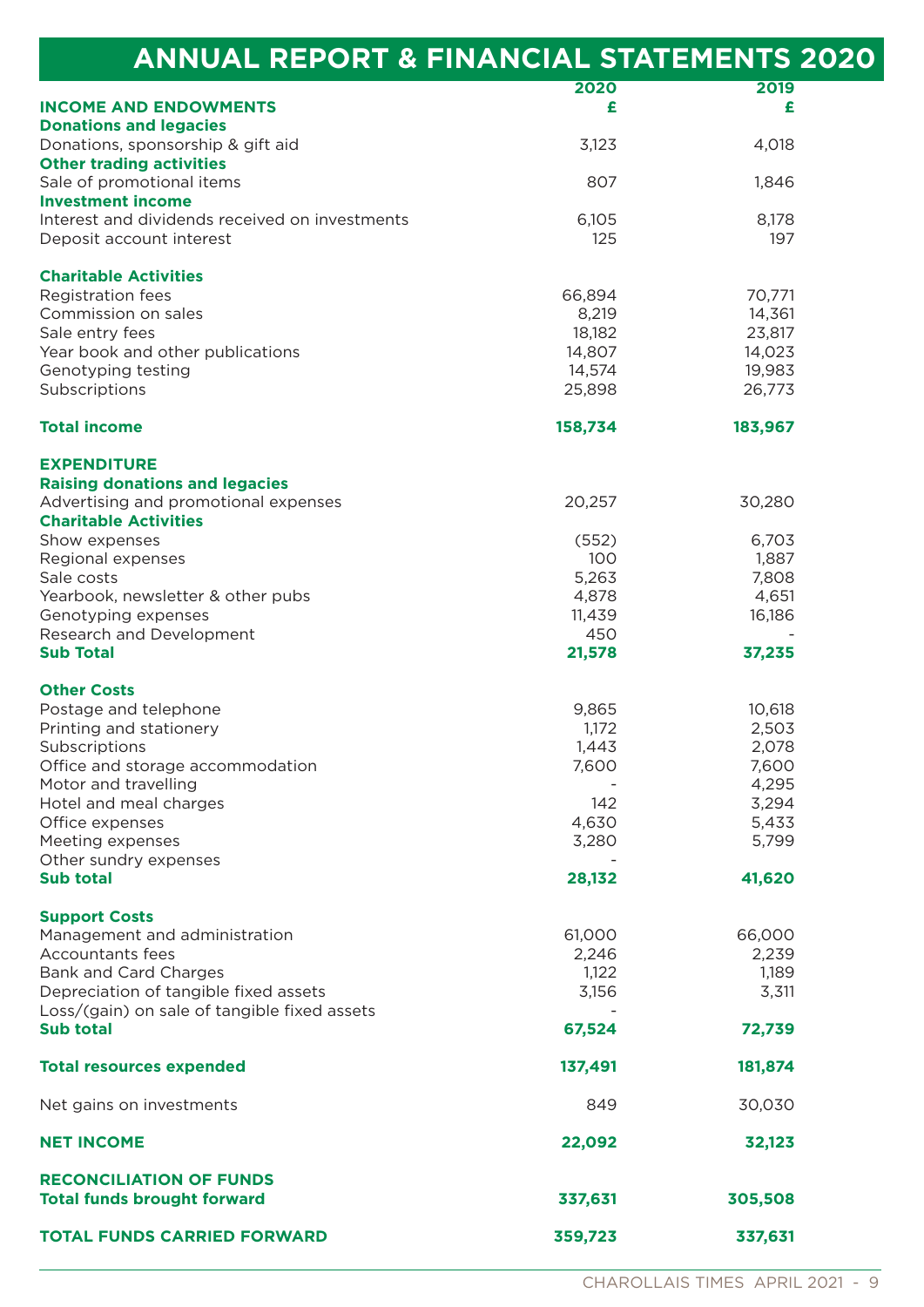# ANNUAL REPORT & FINANCIAL STATEMENTS 2020

| | 2020 | 2019 |
|---|---|---|
| **INCOME AND ENDOWMENTS** | **£** | **£** |
| **Donations and legacies** | | |
| Donations, sponsorship & gift aid | 3,123 | 4,018 |
| **Other trading activities** | | |
| Sale of promotional items | 807 | 1,846 |
| **Investment income** | | |
| Interest and dividends received on investments | 6,105 | 8,178 |
| Deposit account interest | 125 | 197 |
| | | |
| **Charitable Activities** | | |
| Registration fees | 66,894 | 70,771 |
| Commission on sales | 8,219 | 14,361 |
| Sale entry fees | 18,182 | 23,817 |
| Year book and other publications | 14,807 | 14,023 |
| Genotyping testing | 14,574 | 19,983 |
| Subscriptions | 25,898 | 26,773 |
| | | |
| **Total income** | **158,734** | **183,967** |
| | | |
| **EXPENDITURE** | | |
| **Raising donations and legacies** | | |
| Advertising and promotional expenses | 20,257 | 30,280 |
| **Charitable Activities** | | |
| Show expenses | (552) | 6,703 |
| Regional expenses | 100 | 1,887 |
| Sale costs | 5,263 | 7,808 |
| Yearbook, newsletter & other pubs | 4,878 | 4,651 |
| Genotyping expenses | 11,439 | 16,186 |
| Research and Development | 450 | - |
| **Sub Total** | **21,578** | **37,235** |
| | | |
| **Other Costs** | | |
| Postage and telephone | 9,865 | 10,618 |
| Printing and stationery | 1,172 | 2,503 |
| Subscriptions | 1,443 | 2,078 |
| Office and storage accommodation | 7,600 | 7,600 |
| Motor and travelling | - | 4,295 |
| Hotel and meal charges | 142 | 3,294 |
| Office expenses | 4,630 | 5,433 |
| Meeting expenses | 3,280 | 5,799 |
| Other sundry expenses | - | |
| **Sub total** | **28,132** | **41,620** |
| | | |
| **Support Costs** | | |
| Management and administration | 61,000 | 66,000 |
| Accountants fees | 2,246 | 2,239 |
| Bank and Card Charges | 1,122 | 1,189 |
| Depreciation of tangible fixed assets | 3,156 | 3,311 |
| Loss/(gain) on sale of tangible fixed assets | - | |
| **Sub total** | **67,524** | **72,739** |
| | | |
| **Total resources expended** | **137,491** | **181,874** |
| | | |
| Net gains on investments | 849 | 30,030 |
| | | |
| **NET INCOME** | **22,092** | **32,123** |
| | | |
| **RECONCILIATION OF FUNDS** | | |
| **Total funds brought forward** | **337,631** | **305,508** |
| | | |
| **TOTAL FUNDS CARRIED FORWARD** | **359,723** | **337,631** |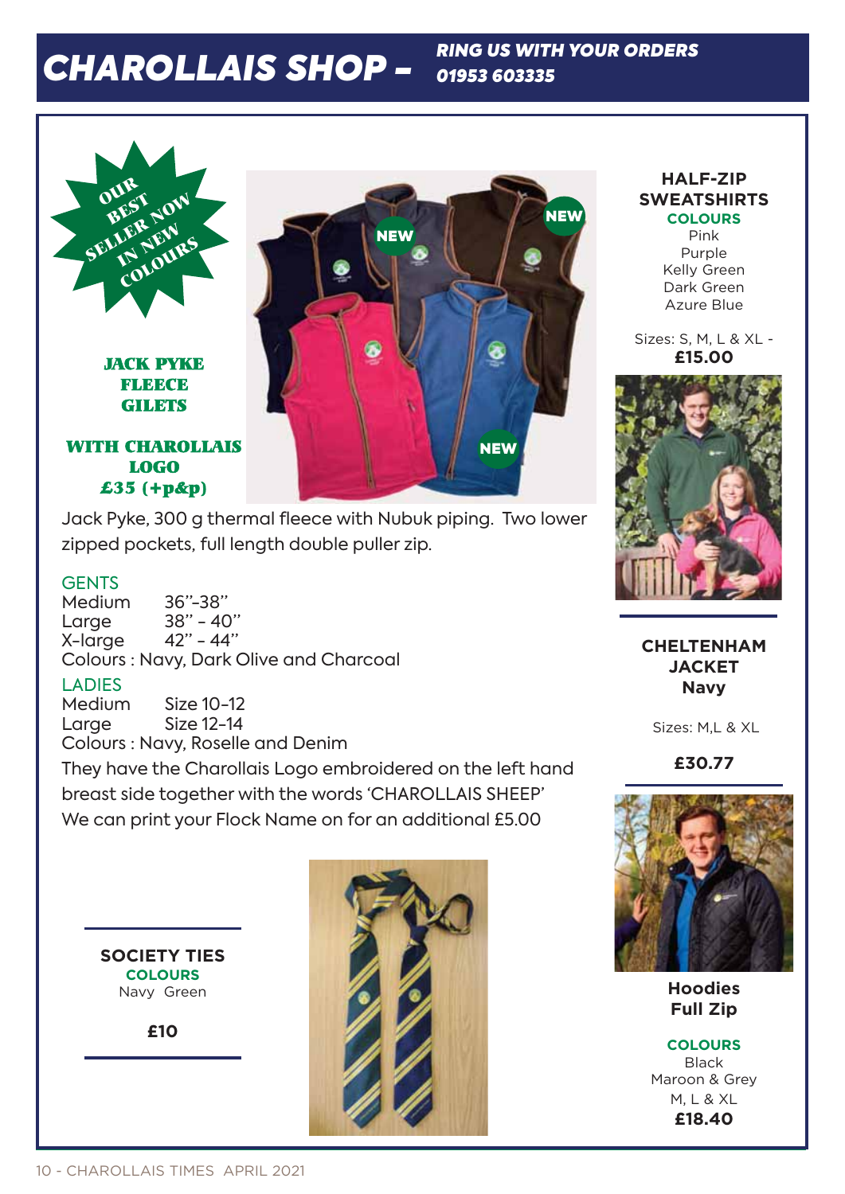# CHAROLLAIS SHOP – *RING US WITH YOUR ORDERS 01953 603335*

OUR BEST SELLER NOW IN NEW COLOURS

**JACK PYKE FLEECE GILETS**

**WITH CHAROLLAIS LOGO £35 (+p&p)**

NEW

NEW

NEW

Jack Pyke, 300 g thermal fleece with Nubuk piping. Two lower zipped pockets, full length double puller zip.

GENTS

| | |
|---|---|
| Medium | 36"-38" |
| Large | 38" - 40" |
| X-large | 42" - 44" |

Colours : Navy, Dark Olive and Charcoal

LADIES

| | |
|---|---|
| Medium | Size 10-12 |
| Large | Size 12-14 |

Colours : Navy, Roselle and Denim

They have the Charollais Logo embroidered on the left hand breast side together with the words 'CHAROLLAIS SHEEP'
We can print your Flock Name on for an additional £5.00

**SOCIETY TIES**

**COLOURS**
Navy Green

**£10**

**HALF-ZIP SWEATSHIRTS**

**COLOURS**
Pink
Purple
Kelly Green
Dark Green
Azure Blue

Sizes: S, M, L & XL -
**£15.00**

**CHELTENHAM JACKET**
**Navy**

Sizes: M,L & XL

**£30.77**

**Hoodies Full Zip**

**COLOURS**
Black
Maroon & Grey
M, L & XL
**£18.40**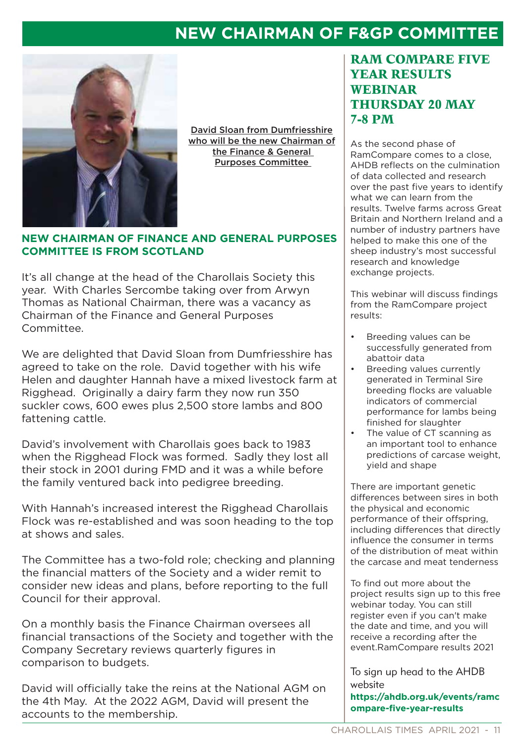# NEW CHAIRMAN OF F&GP COMMITTEE

David Sloan from Dumfriesshire who will be the new Chairman of the Finance & General Purposes Committee

## NEW CHAIRMAN OF FINANCE AND GENERAL PURPOSES COMMITTEE IS FROM SCOTLAND

It's all change at the head of the Charollais Society this year. With Charles Sercombe taking over from Arwyn Thomas as National Chairman, there was a vacancy as Chairman of the Finance and General Purposes Committee.

We are delighted that David Sloan from Dumfriesshire has agreed to take on the role. David together with his wife Helen and daughter Hannah have a mixed livestock farm at Rigghead. Originally a dairy farm they now run 350 suckler cows, 600 ewes plus 2,500 store lambs and 800 fattening cattle.

David's involvement with Charollais goes back to 1983 when the Rigghead Flock was formed. Sadly they lost all their stock in 2001 during FMD and it was a while before the family ventured back into pedigree breeding.

With Hannah's increased interest the Rigghead Charollais Flock was re-established and was soon heading to the top at shows and sales.

The Committee has a two-fold role; checking and planning the financial matters of the Society and a wider remit to consider new ideas and plans, before reporting to the full Council for their approval.

On a monthly basis the Finance Chairman oversees all financial transactions of the Society and together with the Company Secretary reviews quarterly figures in comparison to budgets.

David will officially take the reins at the National AGM on the 4th May. At the 2022 AGM, David will present the accounts to the membership.

## RAM COMPARE FIVE YEAR RESULTS WEBINAR THURSDAY 20 MAY 7-8 PM

As the second phase of RamCompare comes to a close, AHDB reflects on the culmination of data collected and research over the past five years to identify what we can learn from the results. Twelve farms across Great Britain and Northern Ireland and a number of industry partners have helped to make this one of the sheep industry's most successful research and knowledge exchange projects.

This webinar will discuss findings from the RamCompare project results:

- Breeding values can be successfully generated from abattoir data
- Breeding values currently generated in Terminal Sire breeding flocks are valuable indicators of commercial performance for lambs being finished for slaughter
- The value of CT scanning as an important tool to enhance predictions of carcase weight, yield and shape

There are important genetic differences between sires in both the physical and economic performance of their offspring, including differences that directly influence the consumer in terms of the distribution of meat within the carcase and meat tenderness

To find out more about the project results sign up to this free webinar today. You can still register even if you can't make the date and time, and you will receive a recording after the event.RamCompare results 2021

To sign up head to the AHDB website **https://ahdb.org.uk/events/ramcompare-five-year-results**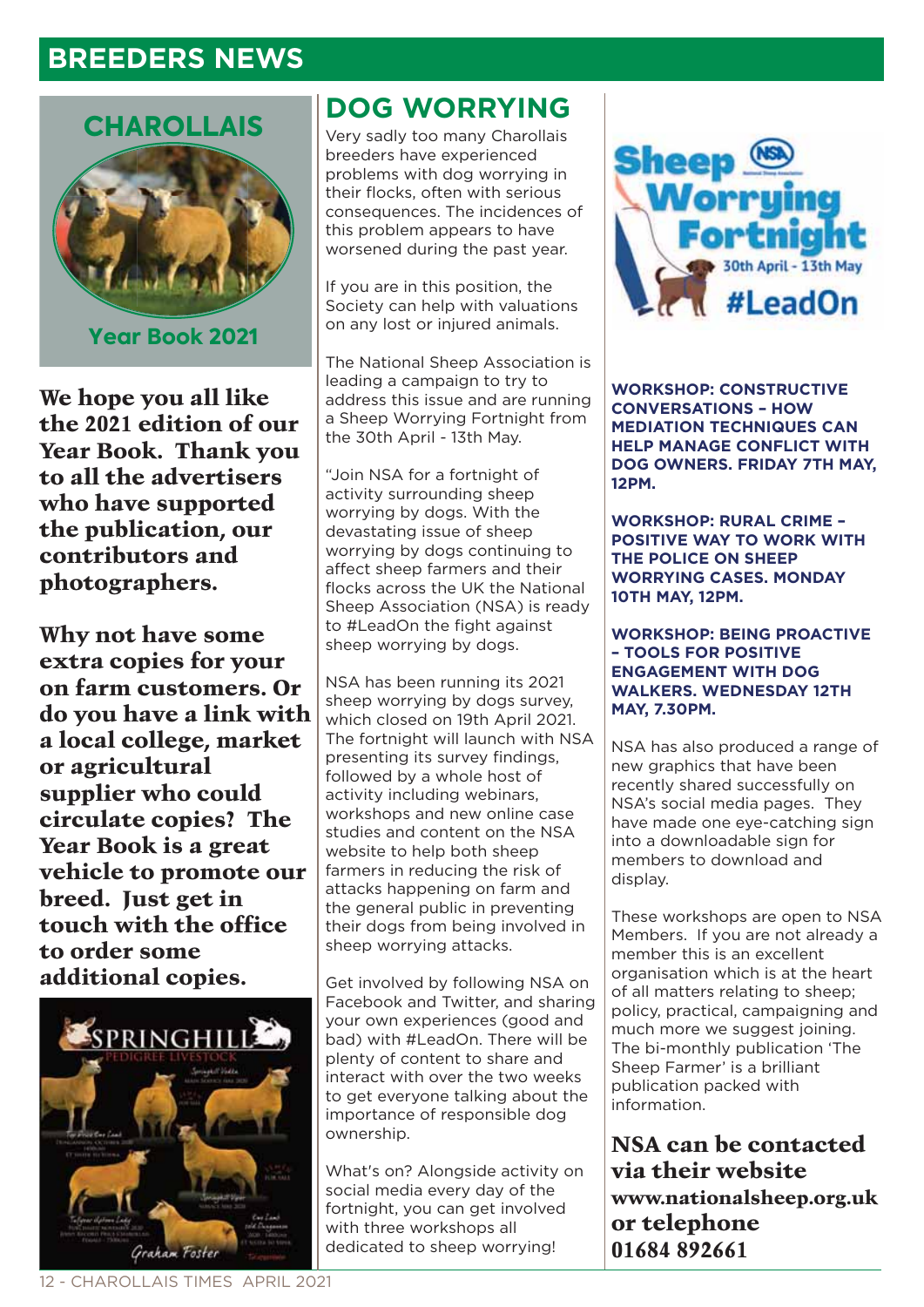## BREEDERS NEWS

### CHAROLLAIS

Year Book 2021

**We hope you all like the 2021 edition of our Year Book. Thank you to all the advertisers who have supported the publication, our contributors and photographers.**

**Why not have some extra copies for your on farm customers. Or do you have a link with a local college, market or agricultural supplier who could circulate copies? The Year Book is a great vehicle to promote our breed. Just get in touch with the office to order some additional copies.**

## DOG WORRYING

Very sadly too many Charollais breeders have experienced problems with dog worrying in their flocks, often with serious consequences. The incidences of this problem appears to have worsened during the past year.

If you are in this position, the Society can help with valuations on any lost or injured animals.

The National Sheep Association is leading a campaign to try to address this issue and are running a Sheep Worrying Fortnight from the 30th April - 13th May.

"Join NSA for a fortnight of activity surrounding sheep worrying by dogs. With the devastating issue of sheep worrying by dogs continuing to affect sheep farmers and their flocks across the UK the National Sheep Association (NSA) is ready to #LeadOn the fight against sheep worrying by dogs.

NSA has been running its 2021 sheep worrying by dogs survey, which closed on 19th April 2021. The fortnight will launch with NSA presenting its survey findings, followed by a whole host of activity including webinars, workshops and new online case studies and content on the NSA website to help both sheep farmers in reducing the risk of attacks happening on farm and the general public in preventing their dogs from being involved in sheep worrying attacks.

Get involved by following NSA on Facebook and Twitter, and sharing your own experiences (good and bad) with #LeadOn. There will be plenty of content to share and interact with over the two weeks to get everyone talking about the importance of responsible dog ownership.

What's on? Alongside activity on social media every day of the fortnight, you can get involved with three workshops all dedicated to sheep worrying!

Sheep Worrying Fortnight — 30th April - 13th May — #LeadOn

**WORKSHOP: CONSTRUCTIVE CONVERSATIONS – HOW MEDIATION TECHNIQUES CAN HELP MANAGE CONFLICT WITH DOG OWNERS. FRIDAY 7TH MAY, 12PM.**

**WORKSHOP: RURAL CRIME – POSITIVE WAY TO WORK WITH THE POLICE ON SHEEP WORRYING CASES. MONDAY 10TH MAY, 12PM.**

**WORKSHOP: BEING PROACTIVE – TOOLS FOR POSITIVE ENGAGEMENT WITH DOG WALKERS. WEDNESDAY 12TH MAY, 7.30PM.**

NSA has also produced a range of new graphics that have been recently shared successfully on NSA's social media pages. They have made one eye-catching sign into a downloadable sign for members to download and display.

These workshops are open to NSA Members. If you are not already a member this is an excellent organisation which is at the heart of all matters relating to sheep; policy, practical, campaigning and much more we suggest joining. The bi-monthly publication 'The Sheep Farmer' is a brilliant publication packed with information.

**NSA can be contacted via their website www.nationalsheep.org.uk or telephone 01684 892661**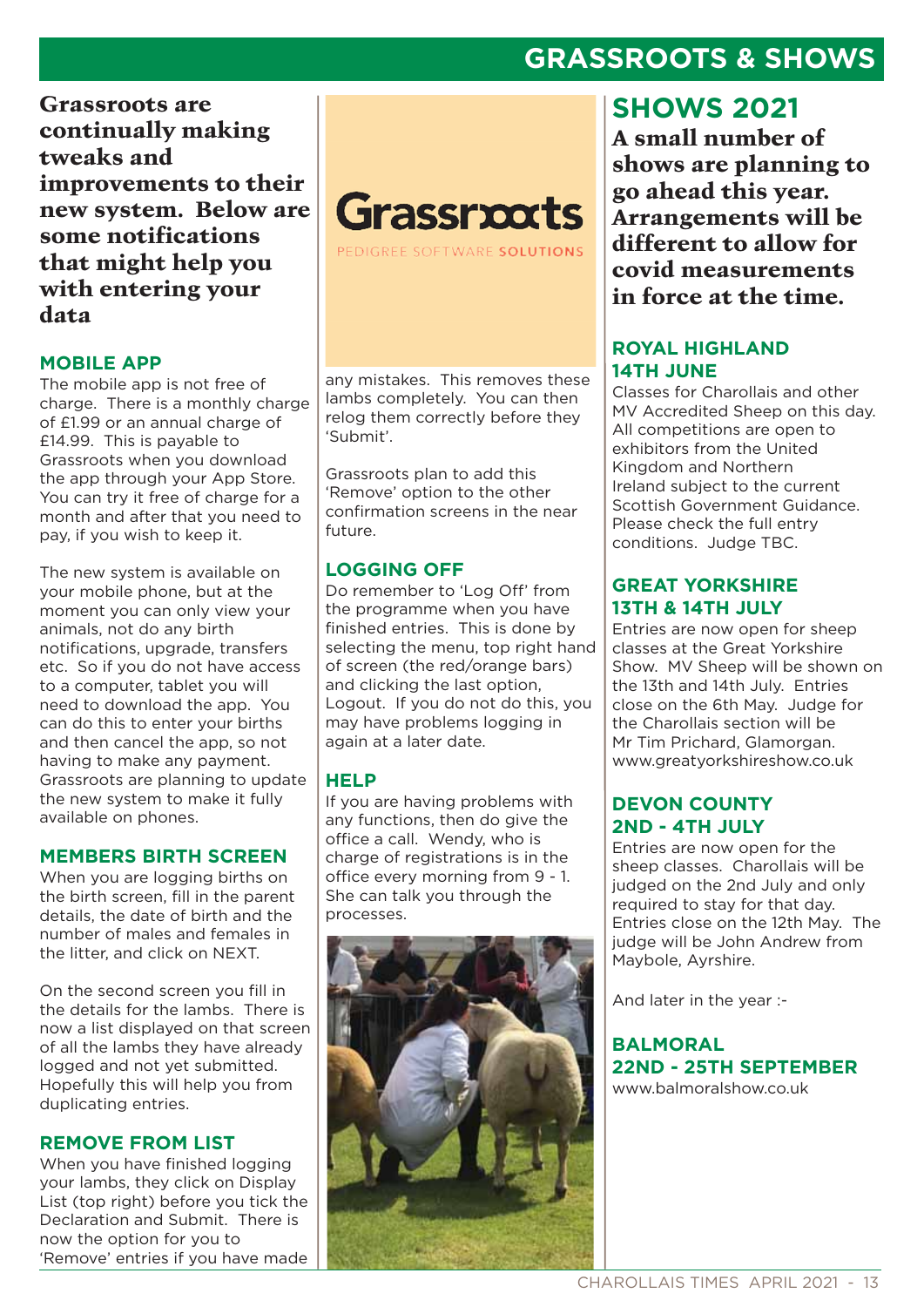# GRASSROOTS & SHOWS

**Grassroots are continually making tweaks and improvements to their new system. Below are some notifications that might help you with entering your data**

### MOBILE APP

The mobile app is not free of charge. There is a monthly charge of £1.99 or an annual charge of £14.99. This is payable to Grassroots when you download the app through your App Store. You can try it free of charge for a month and after that you need to pay, if you wish to keep it.

The new system is available on your mobile phone, but at the moment you can only view your animals, not do any birth notifications, upgrade, transfers etc. So if you do not have access to a computer, tablet you will need to download the app. You can do this to enter your births and then cancel the app, so not having to make any payment. Grassroots are planning to update the new system to make it fully available on phones.

### MEMBERS BIRTH SCREEN

When you are logging births on the birth screen, fill in the parent details, the date of birth and the number of males and females in the litter, and click on NEXT.

On the second screen you fill in the details for the lambs. There is now a list displayed on that screen of all the lambs they have already logged and not yet submitted. Hopefully this will help you from duplicating entries.

### REMOVE FROM LIST

When you have finished logging your lambs, they click on Display List (top right) before you tick the Declaration and Submit. There is now the option for you to 'Remove' entries if you have made any mistakes. This removes these lambs completely. You can then relog them correctly before they 'Submit'.

Grassroots plan to add this 'Remove' option to the other confirmation screens in the near future.

### LOGGING OFF

Do remember to 'Log Off' from the programme when you have finished entries. This is done by selecting the menu, top right hand of screen (the red/orange bars) and clicking the last option, Logout. If you do not do this, you may have problems logging in again at a later date.

### HELP

If you are having problems with any functions, then do give the office a call. Wendy, who is in charge of registrations is in the office every morning from 9 - 1. She can talk you through the processes.

## SHOWS 2021

**A small number of shows are planning to go ahead this year. Arrangements will be different to allow for covid measurements in force at the time.**

### ROYAL HIGHLAND 14TH JUNE

Classes for Charollais and other MV Accredited Sheep on this day. All competitions are open to exhibitors from the United Kingdom and Northern Ireland subject to the current Scottish Government Guidance. Please check the full entry conditions. Judge TBC.

### GREAT YORKSHIRE 13TH & 14TH JULY

Entries are now open for sheep classes at the Great Yorkshire Show. MV Sheep will be shown on the 13th and 14th July. Entries close on the 6th May. Judge for the Charollais section will be Mr Tim Prichard, Glamorgan. www.greatyorkshireshow.co.uk

### DEVON COUNTY 2ND - 4TH JULY

Entries are now open for the sheep classes. Charollais will be judged on the 2nd July and only required to stay for that day. Entries close on the 12th May. The judge will be John Andrew from Maybole, Ayrshire.

And later in the year :-

### BALMORAL 22ND - 25TH SEPTEMBER

www.balmoralshow.co.uk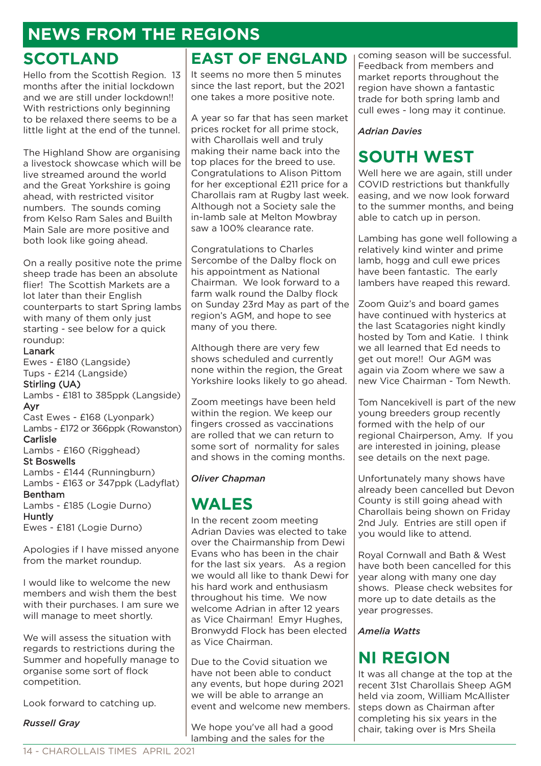# NEWS FROM THE REGIONS

## SCOTLAND

Hello from the Scottish Region. 13 months after the initial lockdown and we are still under lockdown!! With restrictions only beginning to be relaxed there seems to be a little light at the end of the tunnel.

The Highland Show are organising a livestock showcase which will be live streamed around the world and the Great Yorkshire is going ahead, with restricted visitor numbers. The sounds coming from Kelso Ram Sales and Builth Main Sale are more positive and both look like going ahead.

On a really positive note the prime sheep trade has been an absolute flier! The Scottish Markets are a lot later than their English counterparts to start Spring lambs with many of them only just starting - see below for a quick roundup:

Lanark
Ewes - £180 (Langside)
Tups - £214 (Langside)

Stirling (UA)
Lambs - £181 to 385ppk (Langside)

Ayr
Cast Ewes - £168 (Lyonpark)
Lambs - £172 or 366ppk (Rowanston)

Carlisle
Lambs - £160 (Rigghead)

St Boswells
Lambs - £144 (Runningburn)
Lambs - £163 or 347ppk (Ladyflat)

Bentham
Lambs - £185 (Logie Durno)

Huntly
Ewes - £181 (Logie Durno)

Apologies if I have missed anyone from the market roundup.

I would like to welcome the new members and wish them the best with their purchases. I am sure we will manage to meet shortly.

We will assess the situation with regards to restrictions during the Summer and hopefully manage to organise some sort of flock competition.

Look forward to catching up.

*Russell Gray*

## EAST OF ENGLAND

It seems no more then 5 minutes since the last report, but the 2021 one takes a more positive note.

A year so far that has seen market prices rocket for all prime stock, with Charollais well and truly making their name back into the top places for the breed to use. Congratulations to Alison Pittom for her exceptional £211 price for a Charollais ram at Rugby last week. Although not a Society sale the in-lamb sale at Melton Mowbray saw a 100% clearance rate.

Congratulations to Charles Sercombe of the Dalby flock on his appointment as National Chairman. We look forward to a farm walk round the Dalby flock on Sunday 23rd May as part of the region's AGM, and hope to see many of you there.

Although there are very few shows scheduled and currently none within the region, the Great Yorkshire looks likely to go ahead.

Zoom meetings have been held within the region. We keep our fingers crossed as vaccinations are rolled that we can return to some sort of normality for sales and shows in the coming months.

*Oliver Chapman*

## WALES

In the recent zoom meeting Adrian Davies was elected to take over the Chairmanship from Dewi Evans who has been in the chair for the last six years. As a region we would all like to thank Dewi for his hard work and enthusiasm throughout his time. We now welcome Adrian in after 12 years as Vice Chairman! Emyr Hughes, Bronwydd Flock has been elected as Vice Chairman.

Due to the Covid situation we have not been able to conduct any events, but hope during 2021 we will be able to arrange an event and welcome new members.

We hope you've all had a good lambing and the sales for the coming season will be successful. Feedback from members and market reports throughout the region have shown a fantastic trade for both spring lamb and cull ewes - long may it continue.

*Adrian Davies*

## SOUTH WEST

Well here we are again, still under COVID restrictions but thankfully easing, and we now look forward to the summer months, and being able to catch up in person.

Lambing has gone well following a relatively kind winter and prime lamb, hogg and cull ewe prices have been fantastic. The early lambers have reaped this reward.

Zoom Quiz's and board games have continued with hysterics at the last Scatagories night kindly hosted by Tom and Katie. I think we all learned that Ed needs to get out more!! Our AGM was again via Zoom where we saw a new Vice Chairman - Tom Newth.

Tom Nancekivell is part of the new young breeders group recently formed with the help of our regional Chairperson, Amy. If you are interested in joining, please see details on the next page.

Unfortunately many shows have already been cancelled but Devon County is still going ahead with Charollais being shown on Friday 2nd July. Entries are still open if you would like to attend.

Royal Cornwall and Bath & West have both been cancelled for this year along with many one day shows. Please check websites for more up to date details as the year progresses.

*Amelia Watts*

## NI REGION

It was all change at the top at the recent 31st Charollais Sheep AGM held via zoom, William McAllister steps down as Chairman after completing his six years in the chair, taking over is Mrs Sheila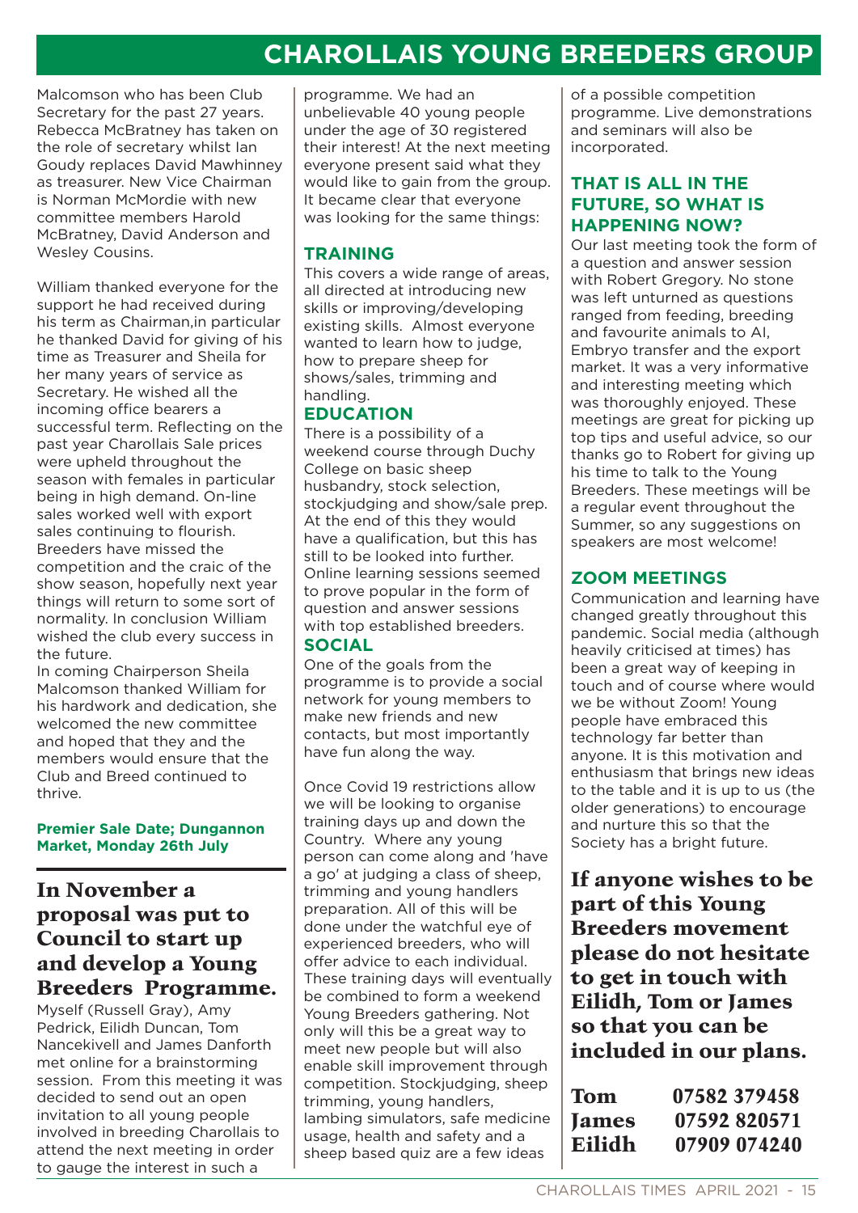# CHAROLLAIS YOUNG BREEDERS GROUP

Malcomson who has been Club Secretary for the past 27 years. Rebecca McBratney has taken on the role of secretary whilst Ian Goudy replaces David Mawhinney as treasurer. New Vice Chairman is Norman McMordie with new committee members Harold McBratney, David Anderson and Wesley Cousins.

William thanked everyone for the support he had received during his term as Chairman,in particular he thanked David for giving of his time as Treasurer and Sheila for her many years of service as Secretary. He wished all the incoming office bearers a successful term. Reflecting on the past year Charollais Sale prices were upheld throughout the season with females in particular being in high demand. On-line sales worked well with export sales continuing to flourish. Breeders have missed the competition and the craic of the show season, hopefully next year things will return to some sort of normality. In conclusion William wished the club every success in the future.

In coming Chairperson Sheila Malcomson thanked William for his hardwork and dedication, she welcomed the new committee and hoped that they and the members would ensure that the Club and Breed continued to thrive.

**Premier Sale Date; Dungannon Market, Monday 26th July**

## In November a proposal was put to Council to start up and develop a Young Breeders Programme.

Myself (Russell Gray), Amy Pedrick, Eilidh Duncan, Tom Nancekivell and James Danforth met online for a brainstorming session. From this meeting it was decided to send out an open invitation to all young people involved in breeding Charollais to attend the next meeting in order to gauge the interest in such a programme. We had an unbelievable 40 young people under the age of 30 registered their interest! At the next meeting everyone present said what they would like to gain from the group. It became clear that everyone was looking for the same things:

### TRAINING

This covers a wide range of areas, all directed at introducing new skills or improving/developing existing skills. Almost everyone wanted to learn how to judge, how to prepare sheep for shows/sales, trimming and handling.

### EDUCATION

There is a possibility of a weekend course through Duchy College on basic sheep husbandry, stock selection, stockjudging and show/sale prep. At the end of this they would have a qualification, but this has still to be looked into further. Online learning sessions seemed to prove popular in the form of question and answer sessions with top established breeders.

### SOCIAL

One of the goals from the programme is to provide a social network for young members to make new friends and new contacts, but most importantly have fun along the way.

Once Covid 19 restrictions allow we will be looking to organise training days up and down the Country. Where any young person can come along and 'have a go' at judging a class of sheep, trimming and young handlers preparation. All of this will be done under the watchful eye of experienced breeders, who will offer advice to each individual. These training days will eventually be combined to form a weekend Young Breeders gathering. Not only will this be a great way to meet new people but will also enable skill improvement through competition. Stockjudging, sheep trimming, young handlers, lambing simulators, safe medicine usage, health and safety and a sheep based quiz are a few ideas of a possible competition programme. Live demonstrations and seminars will also be incorporated.

### THAT IS ALL IN THE FUTURE, SO WHAT IS HAPPENING NOW?

Our last meeting took the form of a question and answer session with Robert Gregory. No stone was left unturned as questions ranged from feeding, breeding and favourite animals to AI, Embryo transfer and the export market. It was a very informative and interesting meeting which was thoroughly enjoyed. These meetings are great for picking up top tips and useful advice, so our thanks go to Robert for giving up his time to talk to the Young Breeders. These meetings will be a regular event throughout the Summer, so any suggestions on speakers are most welcome!

### ZOOM MEETINGS

Communication and learning have changed greatly throughout this pandemic. Social media (although heavily criticised at times) has been a great way of keeping in touch and of course where would we be without Zoom! Young people have embraced this technology far better than anyone. It is this motivation and enthusiasm that brings new ideas to the table and it is up to us (the older generations) to encourage and nurture this so that the Society has a bright future.

**If anyone wishes to be part of this Young Breeders movement please do not hesitate to get in touch with Eilidh, Tom or James so that you can be included in our plans.**

| | |
|---|---|
| **Tom** | **07582 379458** |
| **James** | **07592 820571** |
| **Eilidh** | **07909 074240** |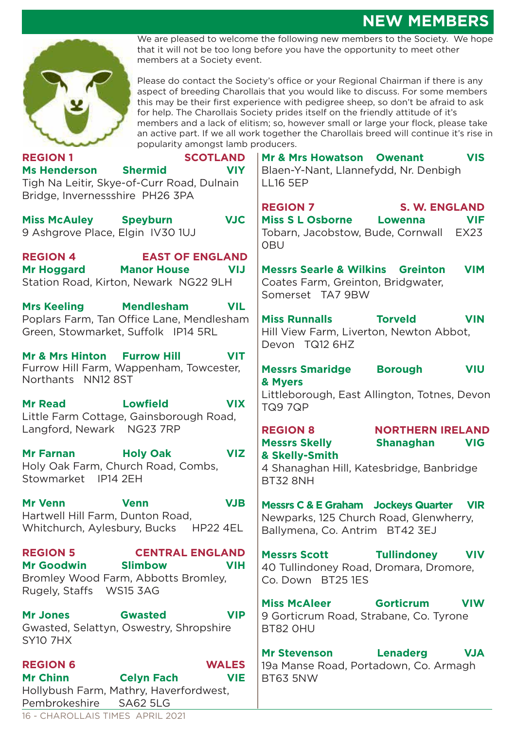# NEW MEMBERS

We are pleased to welcome the following new members to the Society. We hope that it will not be too long before you have the opportunity to meet other members at a Society event.

Please do contact the Society's office or your Regional Chairman if there is any aspect of breeding Charollais that you would like to discuss. For some members this may be their first experience with pedigree sheep, so don't be afraid to ask for help. The Charollais Society prides itself on the friendly attitude of it's members and a lack of elitism; so, however small or large your flock, please take an active part. If we all work together the Charollais breed will continue it's rise in popularity amongst lamb producers.

## REGION 1 SCOTLAND

**Ms Henderson — Shermid — VIY**
Tigh Na Leitir, Skye-of-Curr Road, Dulnain Bridge, Invernessshire PH26 3PA

**Miss McAuley — Speyburn — VJC**
9 Ashgrove Place, Elgin IV30 1UJ

## REGION 4 EAST OF ENGLAND

**Mr Hoggard — Manor House — VIJ**
Station Road, Kirton, Newark NG22 9LH

**Mrs Keeling — Mendlesham — VIL**
Poplars Farm, Tan Office Lane, Mendlesham Green, Stowmarket, Suffolk IP14 5RL

**Mr & Mrs Hinton — Furrow Hill — VIT**
Furrow Hill Farm, Wappenham, Towcester, Northants NN12 8ST

**Mr Read — Lowfield — VIX**
Little Farm Cottage, Gainsborough Road, Langford, Newark NG23 7RP

**Mr Farnan — Holy Oak — VIZ**
Holy Oak Farm, Church Road, Combs, Stowmarket IP14 2EH

**Mr Venn — Venn — VJB**
Hartwell Hill Farm, Dunton Road, Whitchurch, Aylesbury, Bucks HP22 4EL

## REGION 5 CENTRAL ENGLAND

**Mr Goodwin — Slimbow — VIH**
Bromley Wood Farm, Abbotts Bromley, Rugely, Staffs WS15 3AG

**Mr Jones — Gwasted — VIP**
Gwasted, Selattyn, Oswestry, Shropshire SY10 7HX

## REGION 6 WALES

**Mr Chinn — Celyn Fach — VIE**
Hollybush Farm, Mathry, Haverfordwest, Pembrokeshire SA62 5LG

**Mr & Mrs Howatson — Owenant — VIS**
Blaen-Y-Nant, Llannefydd, Nr. Denbigh LL16 5EP

## REGION 7 S. W. ENGLAND

**Miss S L Osborne — Lowenna — VIF**
Tobarn, Jacobstow, Bude, Cornwall EX23 0BU

**Messrs Searle & Wilkins — Greinton — VIM**
Coates Farm, Greinton, Bridgwater, Somerset TA7 9BW

**Miss Runnalls — Torveld — VIN**
Hill View Farm, Liverton, Newton Abbot, Devon TQ12 6HZ

**Messrs Smaridge & Myers — Borough — VIU**
Littleborough, East Allington, Totnes, Devon TQ9 7QP

## REGION 8 NORTHERN IRELAND

**Messrs Skelly & Skelly-Smith — Shanaghan — VIG**
4 Shanaghan Hill, Katesbridge, Banbridge BT32 8NH

**Messrs C & E Graham — Jockeys Quarter — VIR**
Newparks, 125 Church Road, Glenwherry, Ballymena, Co. Antrim BT42 3EJ

**Messrs Scott — Tullindoney — VIV**
40 Tullindoney Road, Dromara, Dromore, Co. Down BT25 1ES

**Miss McAleer — Gorticrum — VIW**
9 Gorticrum Road, Strabane, Co. Tyrone BT82 0HU

**Mr Stevenson — Lenaderg — VJA**
19a Manse Road, Portadown, Co. Armagh BT63 5NW